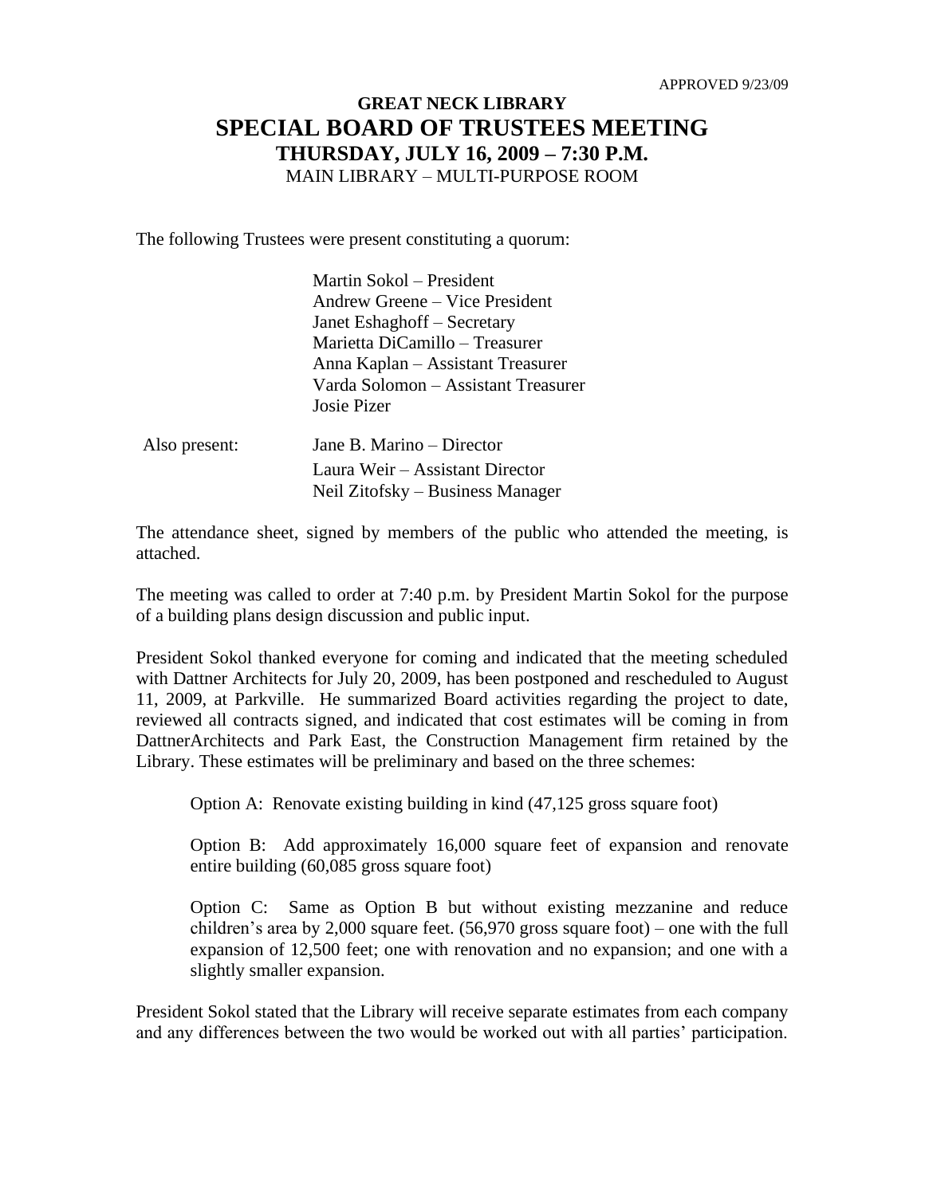APPROVED 9/23/09

# GREAT NECK LIBRARY
# SPECIAL BOARD OF TRUSTEES MEETING
## THURSDAY, JULY 16, 2009 – 7:30 P.M.
MAIN LIBRARY – MULTI-PURPOSE ROOM

The following Trustees were present constituting a quorum:

Martin Sokol – President
Andrew Greene – Vice President
Janet Eshaghoff – Secretary
Marietta DiCamillo – Treasurer
Anna Kaplan – Assistant Treasurer
Varda Solomon – Assistant Treasurer
Josie Pizer

Also present:
Jane B. Marino – Director
Laura Weir – Assistant Director
Neil Zitofsky – Business Manager

The attendance sheet, signed by members of the public who attended the meeting, is attached.

The meeting was called to order at 7:40 p.m. by President Martin Sokol for the purpose of a building plans design discussion and public input.

President Sokol thanked everyone for coming and indicated that the meeting scheduled with Dattner Architects for July 20, 2009, has been postponed and rescheduled to August 11, 2009, at Parkville. He summarized Board activities regarding the project to date, reviewed all contracts signed, and indicated that cost estimates will be coming in from DattnerArchitects and Park East, the Construction Management firm retained by the Library. These estimates will be preliminary and based on the three schemes:

Option A: Renovate existing building in kind (47,125 gross square foot)

Option B: Add approximately 16,000 square feet of expansion and renovate entire building (60,085 gross square foot)

Option C: Same as Option B but without existing mezzanine and reduce children's area by 2,000 square feet. (56,970 gross square foot) – one with the full expansion of 12,500 feet; one with renovation and no expansion; and one with a slightly smaller expansion.

President Sokol stated that the Library will receive separate estimates from each company and any differences between the two would be worked out with all parties' participation.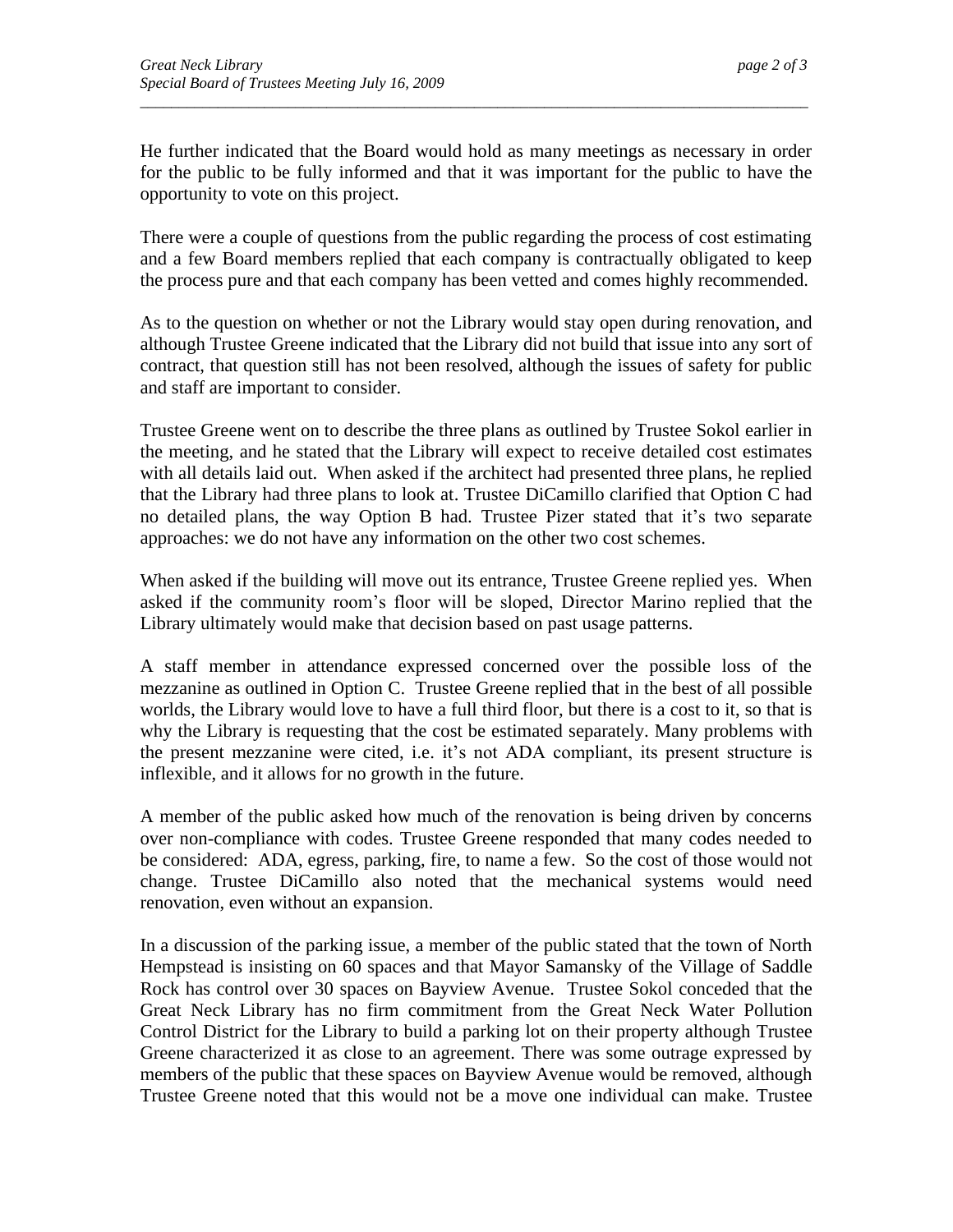He further indicated that the Board would hold as many meetings as necessary in order for the public to be fully informed and that it was important for the public to have the opportunity to vote on this project.

There were a couple of questions from the public regarding the process of cost estimating and a few Board members replied that each company is contractually obligated to keep the process pure and that each company has been vetted and comes highly recommended.

As to the question on whether or not the Library would stay open during renovation, and although Trustee Greene indicated that the Library did not build that issue into any sort of contract, that question still has not been resolved, although the issues of safety for public and staff are important to consider.

Trustee Greene went on to describe the three plans as outlined by Trustee Sokol earlier in the meeting, and he stated that the Library will expect to receive detailed cost estimates with all details laid out. When asked if the architect had presented three plans, he replied that the Library had three plans to look at. Trustee DiCamillo clarified that Option C had no detailed plans, the way Option B had. Trustee Pizer stated that it's two separate approaches: we do not have any information on the other two cost schemes.

When asked if the building will move out its entrance, Trustee Greene replied yes. When asked if the community room's floor will be sloped, Director Marino replied that the Library ultimately would make that decision based on past usage patterns.

A staff member in attendance expressed concerned over the possible loss of the mezzanine as outlined in Option C. Trustee Greene replied that in the best of all possible worlds, the Library would love to have a full third floor, but there is a cost to it, so that is why the Library is requesting that the cost be estimated separately. Many problems with the present mezzanine were cited, i.e. it's not ADA compliant, its present structure is inflexible, and it allows for no growth in the future.

A member of the public asked how much of the renovation is being driven by concerns over non-compliance with codes. Trustee Greene responded that many codes needed to be considered: ADA, egress, parking, fire, to name a few. So the cost of those would not change. Trustee DiCamillo also noted that the mechanical systems would need renovation, even without an expansion.

In a discussion of the parking issue, a member of the public stated that the town of North Hempstead is insisting on 60 spaces and that Mayor Samansky of the Village of Saddle Rock has control over 30 spaces on Bayview Avenue. Trustee Sokol conceded that the Great Neck Library has no firm commitment from the Great Neck Water Pollution Control District for the Library to build a parking lot on their property although Trustee Greene characterized it as close to an agreement. There was some outrage expressed by members of the public that these spaces on Bayview Avenue would be removed, although Trustee Greene noted that this would not be a move one individual can make. Trustee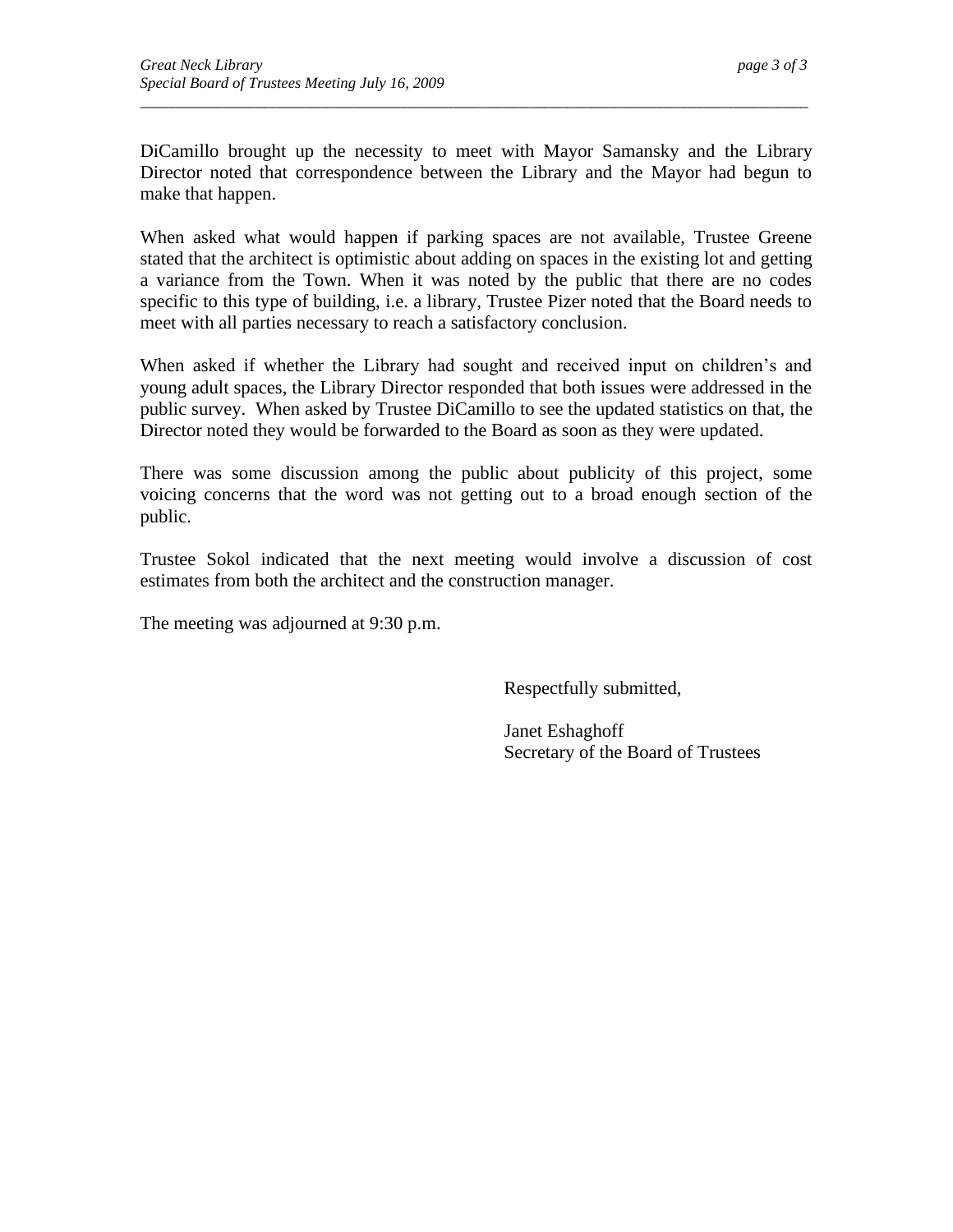DiCamillo brought up the necessity to meet with Mayor Samansky and the Library Director noted that correspondence between the Library and the Mayor had begun to make that happen.

When asked what would happen if parking spaces are not available, Trustee Greene stated that the architect is optimistic about adding on spaces in the existing lot and getting a variance from the Town. When it was noted by the public that there are no codes specific to this type of building, i.e. a library, Trustee Pizer noted that the Board needs to meet with all parties necessary to reach a satisfactory conclusion.

When asked if whether the Library had sought and received input on children's and young adult spaces, the Library Director responded that both issues were addressed in the public survey. When asked by Trustee DiCamillo to see the updated statistics on that, the Director noted they would be forwarded to the Board as soon as they were updated.

There was some discussion among the public about publicity of this project, some voicing concerns that the word was not getting out to a broad enough section of the public.

Trustee Sokol indicated that the next meeting would involve a discussion of cost estimates from both the architect and the construction manager.

The meeting was adjourned at 9:30 p.m.

Respectfully submitted,

Janet Eshaghoff
Secretary of the Board of Trustees